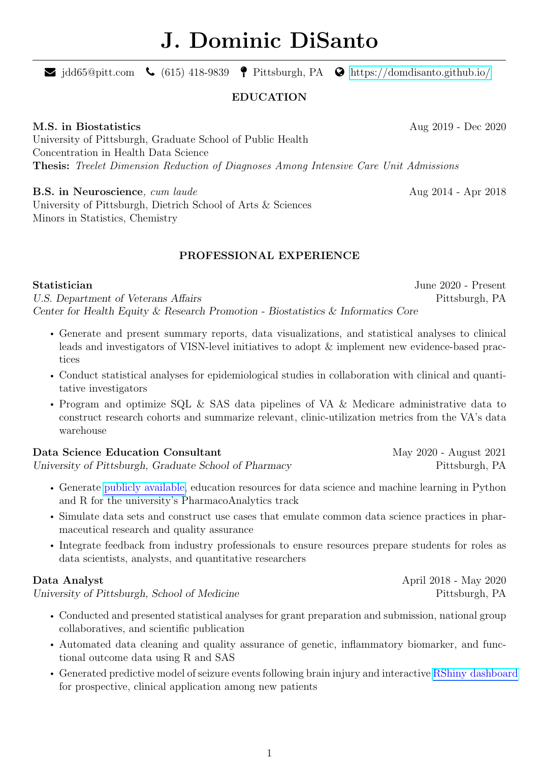# J. Dominic DiSanto

jdd65@pitt.com | (615) 418-9839 | Pittsburgh, PA | https://domdisanto.github.io/

## EDUCATION

**M.S. in Biostatistics** — Aug 2019 - Dec 2020
University of Pittsburgh, Graduate School of Public Health
Concentration in Health Data Science
**Thesis:** *Treelet Dimension Reduction of Diagnoses Among Intensive Care Unit Admissions*

**B.S. in Neuroscience**, *cum laude* — Aug 2014 - Apr 2018
University of Pittsburgh, Dietrich School of Arts & Sciences
Minors in Statistics, Chemistry

## PROFESSIONAL EXPERIENCE

**Statistician** — June 2020 - Present
*U.S. Department of Veterans Affairs* — Pittsburgh, PA
*Center for Health Equity & Research Promotion - Biostatistics & Informatics Core*

- Generate and present summary reports, data visualizations, and statistical analyses to clinical leads and investigators of VISN-level initiatives to adopt & implement new evidence-based practices
- Conduct statistical analyses for epidemiological studies in collaboration with clinical and quantitative investigators
- Program and optimize SQL & SAS data pipelines of VA & Medicare administrative data to construct research cohorts and summarize relevant, clinic-utilization metrics from the VA's data warehouse

**Data Science Education Consultant** — May 2020 - August 2021
*University of Pittsburgh, Graduate School of Pharmacy* — Pittsburgh, PA

- Generate publicly available, education resources for data science and machine learning in Python and R for the university's PharmacoAnalytics track
- Simulate data sets and construct use cases that emulate common data science practices in pharmaceutical research and quality assurance
- Integrate feedback from industry professionals to ensure resources prepare students for roles as data scientists, analysts, and quantitative researchers

**Data Analyst** — April 2018 - May 2020
*University of Pittsburgh, School of Medicine* — Pittsburgh, PA

- Conducted and presented statistical analyses for grant preparation and submission, national group collaboratives, and scientific publication
- Automated data cleaning and quality assurance of genetic, inflammatory biomarker, and functional outcome data using R and SAS
- Generated predictive model of seizure events following brain injury and interactive RShiny dashboard for prospective, clinical application among new patients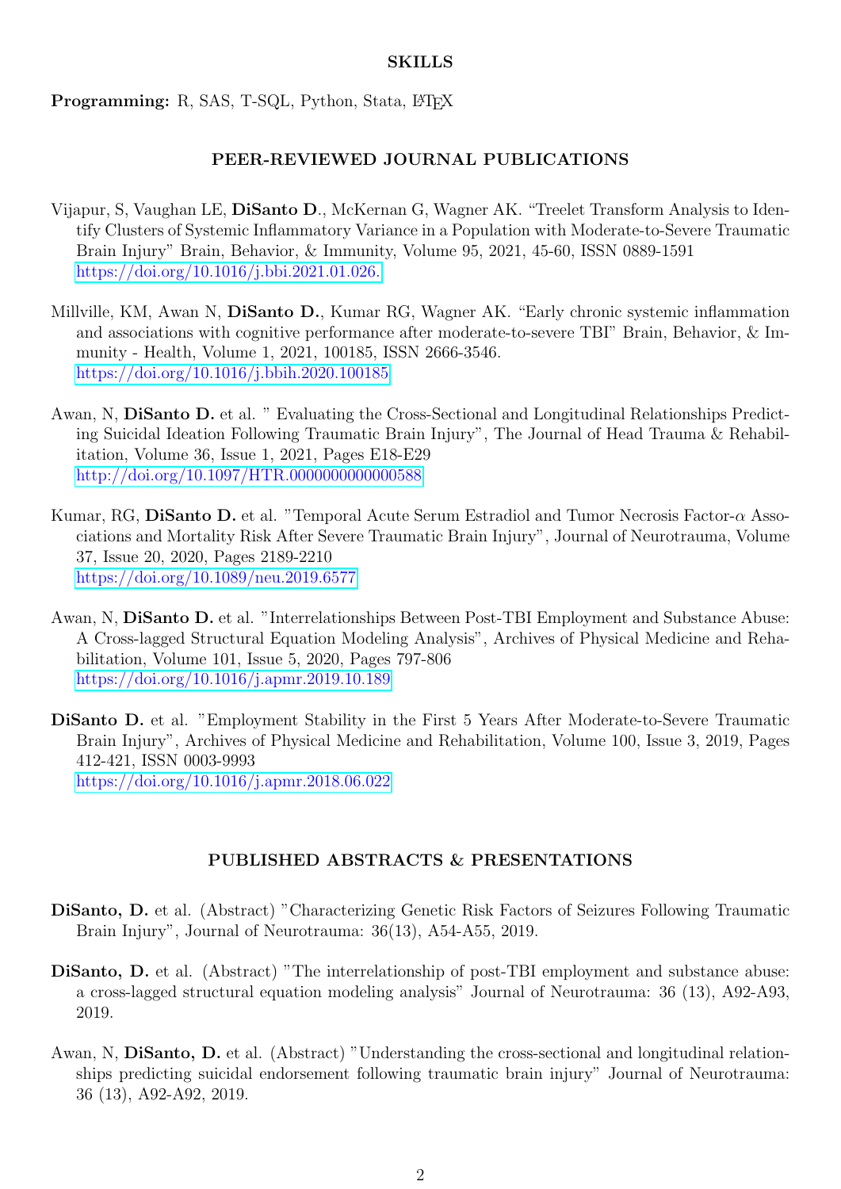## SKILLS

**Programming:** R, SAS, T-SQL, Python, Stata, LaTeX

## PEER-REVIEWED JOURNAL PUBLICATIONS

Vijapur, S, Vaughan LE, **DiSanto D**., McKernan G, Wagner AK. "Treelet Transform Analysis to Identify Clusters of Systemic Inflammatory Variance in a Population with Moderate-to-Severe Traumatic Brain Injury" Brain, Behavior, & Immunity, Volume 95, 2021, 45-60, ISSN 0889-1591 https://doi.org/10.1016/j.bbi.2021.01.026.

Millville, KM, Awan N, **DiSanto D.**, Kumar RG, Wagner AK. "Early chronic systemic inflammation and associations with cognitive performance after moderate-to-severe TBI" Brain, Behavior, & Immunity - Health, Volume 1, 2021, 100185, ISSN 2666-3546. https://doi.org/10.1016/j.bbih.2020.100185

Awan, N, **DiSanto D.** et al. " Evaluating the Cross-Sectional and Longitudinal Relationships Predicting Suicidal Ideation Following Traumatic Brain Injury", The Journal of Head Trauma & Rehabilitation, Volume 36, Issue 1, 2021, Pages E18-E29 http://doi.org/10.1097/HTR.0000000000000588

Kumar, RG, **DiSanto D.** et al. "Temporal Acute Serum Estradiol and Tumor Necrosis Factor-$\alpha$ Associations and Mortality Risk After Severe Traumatic Brain Injury", Journal of Neurotrauma, Volume 37, Issue 20, 2020, Pages 2189-2210 https://doi.org/10.1089/neu.2019.6577

Awan, N, **DiSanto D.** et al. "Interrelationships Between Post-TBI Employment and Substance Abuse: A Cross-lagged Structural Equation Modeling Analysis", Archives of Physical Medicine and Rehabilitation, Volume 101, Issue 5, 2020, Pages 797-806 https://doi.org/10.1016/j.apmr.2019.10.189

**DiSanto D.** et al. "Employment Stability in the First 5 Years After Moderate-to-Severe Traumatic Brain Injury", Archives of Physical Medicine and Rehabilitation, Volume 100, Issue 3, 2019, Pages 412-421, ISSN 0003-9993 https://doi.org/10.1016/j.apmr.2018.06.022

## PUBLISHED ABSTRACTS & PRESENTATIONS

**DiSanto, D.** et al. (Abstract) "Characterizing Genetic Risk Factors of Seizures Following Traumatic Brain Injury", Journal of Neurotrauma: 36(13), A54-A55, 2019.

**DiSanto, D.** et al. (Abstract) "The interrelationship of post-TBI employment and substance abuse: a cross-lagged structural equation modeling analysis" Journal of Neurotrauma: 36 (13), A92-A93, 2019.

Awan, N, **DiSanto, D.** et al. (Abstract) "Understanding the cross-sectional and longitudinal relationships predicting suicidal endorsement following traumatic brain injury" Journal of Neurotrauma: 36 (13), A92-A92, 2019.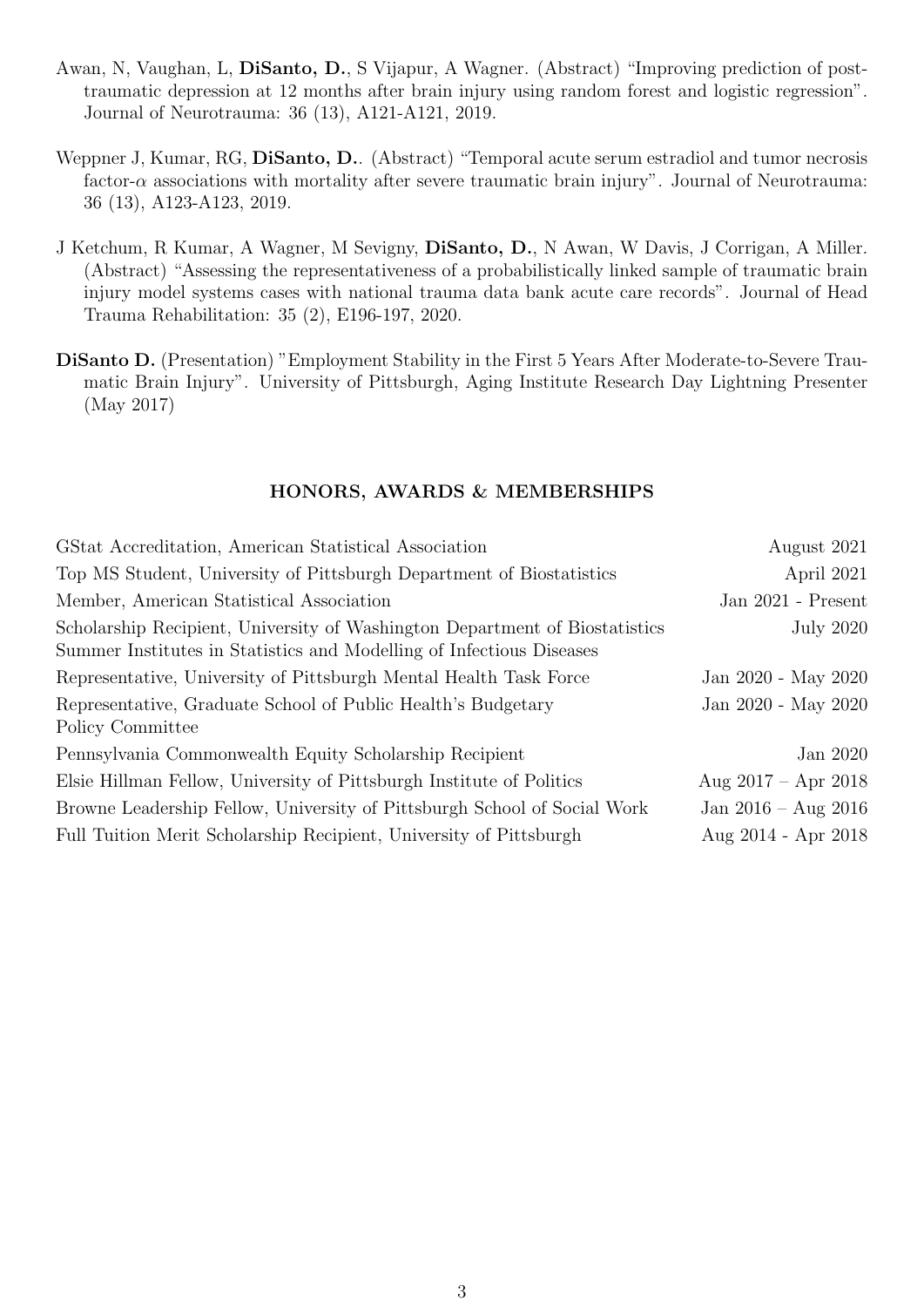Awan, N, Vaughan, L, **DiSanto, D.**, S Vijapur, A Wagner. (Abstract) "Improving prediction of post-traumatic depression at 12 months after brain injury using random forest and logistic regression". Journal of Neurotrauma: 36 (13), A121-A121, 2019.

Weppner J, Kumar, RG, **DiSanto, D.**. (Abstract) "Temporal acute serum estradiol and tumor necrosis factor-$\alpha$ associations with mortality after severe traumatic brain injury". Journal of Neurotrauma: 36 (13), A123-A123, 2019.

J Ketchum, R Kumar, A Wagner, M Sevigny, **DiSanto, D.**, N Awan, W Davis, J Corrigan, A Miller. (Abstract) "Assessing the representativeness of a probabilistically linked sample of traumatic brain injury model systems cases with national trauma data bank acute care records". Journal of Head Trauma Rehabilitation: 35 (2), E196-197, 2020.

**DiSanto D.** (Presentation) "Employment Stability in the First 5 Years After Moderate-to-Severe Traumatic Brain Injury". University of Pittsburgh, Aging Institute Research Day Lightning Presenter (May 2017)

## HONORS, AWARDS & MEMBERSHIPS

| | |
|---|---|
| GStat Accreditation, American Statistical Association | August 2021 |
| Top MS Student, University of Pittsburgh Department of Biostatistics | April 2021 |
| Member, American Statistical Association | Jan 2021 - Present |
| Scholarship Recipient, University of Washington Department of Biostatistics Summer Institutes in Statistics and Modelling of Infectious Diseases | July 2020 |
| Representative, University of Pittsburgh Mental Health Task Force | Jan 2020 - May 2020 |
| Representative, Graduate School of Public Health's Budgetary Policy Committee | Jan 2020 - May 2020 |
| Pennsylvania Commonwealth Equity Scholarship Recipient | Jan 2020 |
| Elsie Hillman Fellow, University of Pittsburgh Institute of Politics | Aug 2017 – Apr 2018 |
| Browne Leadership Fellow, University of Pittsburgh School of Social Work | Jan 2016 – Aug 2016 |
| Full Tuition Merit Scholarship Recipient, University of Pittsburgh | Aug 2014 - Apr 2018 |